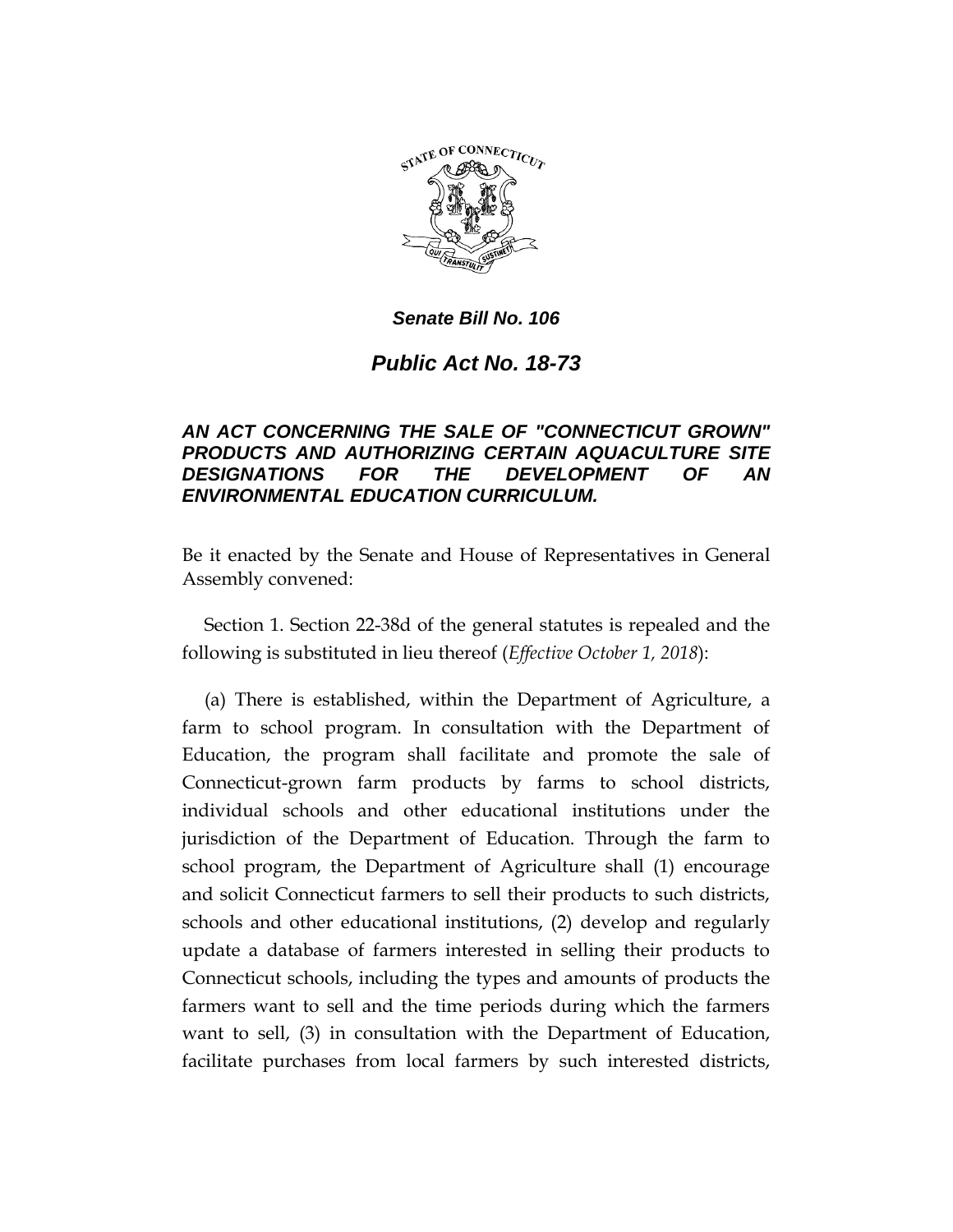***Senate Bill No. 106***

# *Public Act No. 18-73*

***AN ACT CONCERNING THE SALE OF "CONNECTICUT GROWN" PRODUCTS AND AUTHORIZING CERTAIN AQUACULTURE SITE DESIGNATIONS FOR THE DEVELOPMENT OF AN ENVIRONMENTAL EDUCATION CURRICULUM.***

Be it enacted by the Senate and House of Representatives in General Assembly convened:

Section 1. Section 22-38d of the general statutes is repealed and the following is substituted in lieu thereof (*Effective October 1, 2018*):

(a) There is established, within the Department of Agriculture, a farm to school program. In consultation with the Department of Education, the program shall facilitate and promote the sale of Connecticut-grown farm products by farms to school districts, individual schools and other educational institutions under the jurisdiction of the Department of Education. Through the farm to school program, the Department of Agriculture shall (1) encourage and solicit Connecticut farmers to sell their products to such districts, schools and other educational institutions, (2) develop and regularly update a database of farmers interested in selling their products to Connecticut schools, including the types and amounts of products the farmers want to sell and the time periods during which the farmers want to sell, (3) in consultation with the Department of Education, facilitate purchases from local farmers by such interested districts,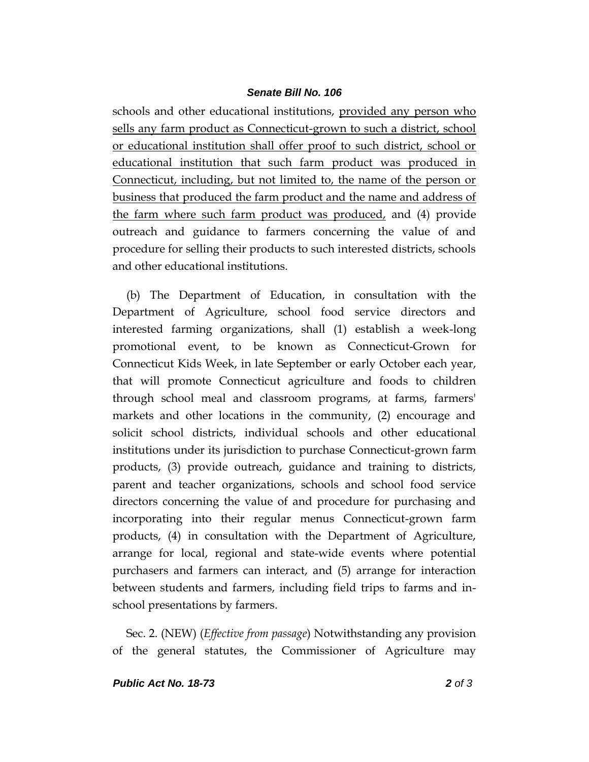schools and other educational institutions, provided any person who sells any farm product as Connecticut-grown to such a district, school or educational institution shall offer proof to such district, school or educational institution that such farm product was produced in Connecticut, including, but not limited to, the name of the person or business that produced the farm product and the name and address of the farm where such farm product was produced, and (4) provide outreach and guidance to farmers concerning the value of and procedure for selling their products to such interested districts, schools and other educational institutions.

(b) The Department of Education, in consultation with the Department of Agriculture, school food service directors and interested farming organizations, shall (1) establish a week-long promotional event, to be known as Connecticut-Grown for Connecticut Kids Week, in late September or early October each year, that will promote Connecticut agriculture and foods to children through school meal and classroom programs, at farms, farmers' markets and other locations in the community, (2) encourage and solicit school districts, individual schools and other educational institutions under its jurisdiction to purchase Connecticut-grown farm products, (3) provide outreach, guidance and training to districts, parent and teacher organizations, schools and school food service directors concerning the value of and procedure for purchasing and incorporating into their regular menus Connecticut-grown farm products, (4) in consultation with the Department of Agriculture, arrange for local, regional and state-wide events where potential purchasers and farmers can interact, and (5) arrange for interaction between students and farmers, including field trips to farms and in-school presentations by farmers.

Sec. 2. (NEW) (*Effective from passage*) Notwithstanding any provision of the general statutes, the Commissioner of Agriculture may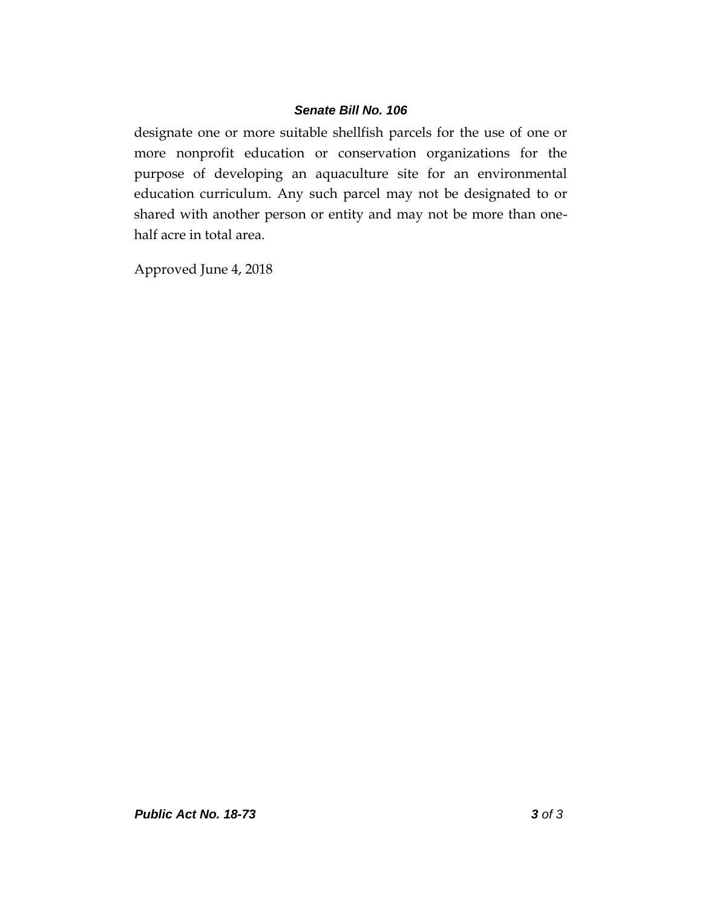designate one or more suitable shellfish parcels for the use of one or more nonprofit education or conservation organizations for the purpose of developing an aquaculture site for an environmental education curriculum. Any such parcel may not be designated to or shared with another person or entity and may not be more than one-half acre in total area.

Approved June 4, 2018